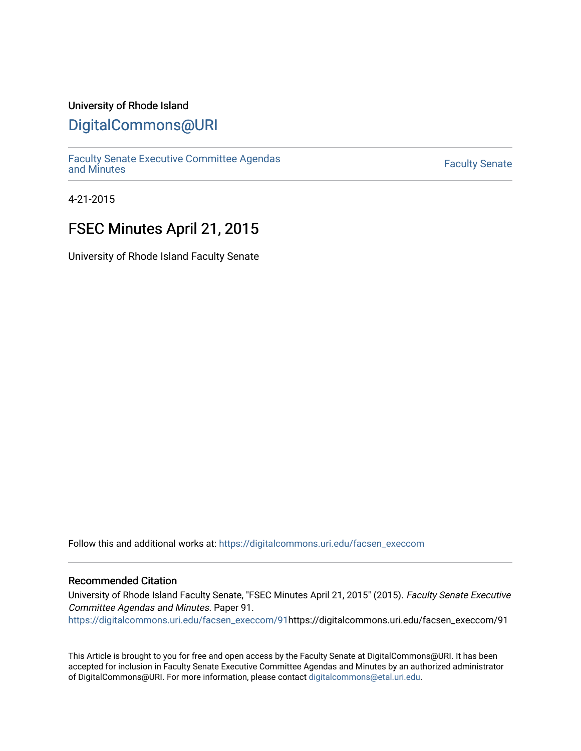University of Rhode Island

# DigitalCommons@URI

Faculty Senate Executive Committee Agendas and Minutes

Faculty Senate

4-21-2015

## FSEC Minutes April 21, 2015

University of Rhode Island Faculty Senate

Follow this and additional works at: https://digitalcommons.uri.edu/facsen_execcom

### Recommended Citation

University of Rhode Island Faculty Senate, "FSEC Minutes April 21, 2015" (2015). *Faculty Senate Executive Committee Agendas and Minutes*. Paper 91.
https://digitalcommons.uri.edu/facsen_execcom/91https://digitalcommons.uri.edu/facsen_execcom/91

This Article is brought to you for free and open access by the Faculty Senate at DigitalCommons@URI. It has been accepted for inclusion in Faculty Senate Executive Committee Agendas and Minutes by an authorized administrator of DigitalCommons@URI. For more information, please contact digitalcommons@etal.uri.edu.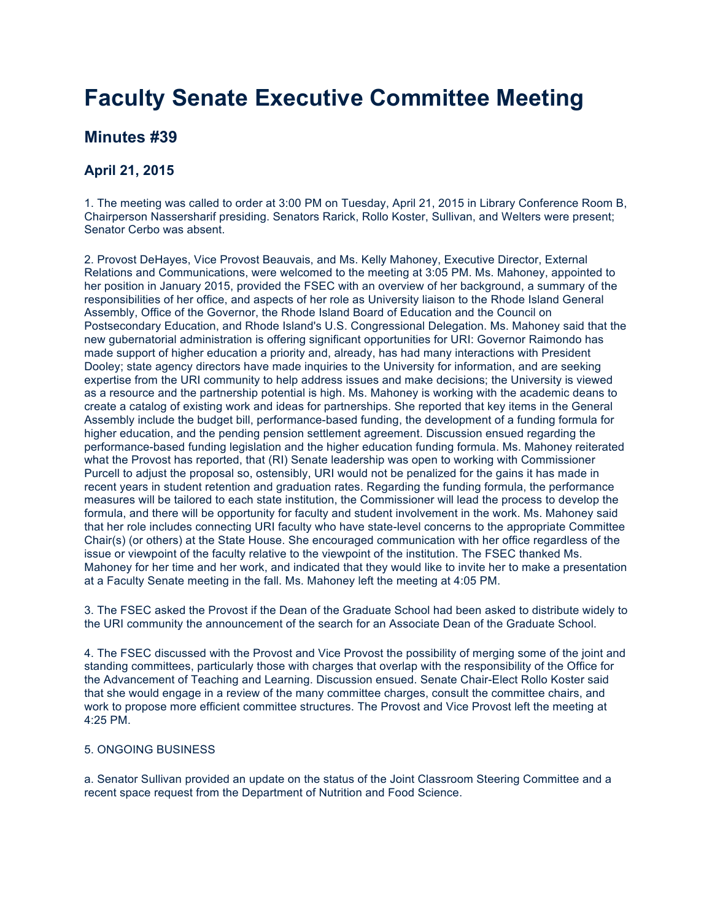# Faculty Senate Executive Committee Meeting

## Minutes #39

### April 21, 2015

1. The meeting was called to order at 3:00 PM on Tuesday, April 21, 2015 in Library Conference Room B, Chairperson Nassersharif presiding. Senators Rarick, Rollo Koster, Sullivan, and Welters were present; Senator Cerbo was absent.

2. Provost DeHayes, Vice Provost Beauvais, and Ms. Kelly Mahoney, Executive Director, External Relations and Communications, were welcomed to the meeting at 3:05 PM. Ms. Mahoney, appointed to her position in January 2015, provided the FSEC with an overview of her background, a summary of the responsibilities of her office, and aspects of her role as University liaison to the Rhode Island General Assembly, Office of the Governor, the Rhode Island Board of Education and the Council on Postsecondary Education, and Rhode Island's U.S. Congressional Delegation. Ms. Mahoney said that the new gubernatorial administration is offering significant opportunities for URI: Governor Raimondo has made support of higher education a priority and, already, has had many interactions with President Dooley; state agency directors have made inquiries to the University for information, and are seeking expertise from the URI community to help address issues and make decisions; the University is viewed as a resource and the partnership potential is high. Ms. Mahoney is working with the academic deans to create a catalog of existing work and ideas for partnerships. She reported that key items in the General Assembly include the budget bill, performance-based funding, the development of a funding formula for higher education, and the pending pension settlement agreement. Discussion ensued regarding the performance-based funding legislation and the higher education funding formula. Ms. Mahoney reiterated what the Provost has reported, that (RI) Senate leadership was open to working with Commissioner Purcell to adjust the proposal so, ostensibly, URI would not be penalized for the gains it has made in recent years in student retention and graduation rates. Regarding the funding formula, the performance measures will be tailored to each state institution, the Commissioner will lead the process to develop the formula, and there will be opportunity for faculty and student involvement in the work. Ms. Mahoney said that her role includes connecting URI faculty who have state-level concerns to the appropriate Committee Chair(s) (or others) at the State House. She encouraged communication with her office regardless of the issue or viewpoint of the faculty relative to the viewpoint of the institution. The FSEC thanked Ms. Mahoney for her time and her work, and indicated that they would like to invite her to make a presentation at a Faculty Senate meeting in the fall. Ms. Mahoney left the meeting at 4:05 PM.

3. The FSEC asked the Provost if the Dean of the Graduate School had been asked to distribute widely to the URI community the announcement of the search for an Associate Dean of the Graduate School.

4. The FSEC discussed with the Provost and Vice Provost the possibility of merging some of the joint and standing committees, particularly those with charges that overlap with the responsibility of the Office for the Advancement of Teaching and Learning. Discussion ensued. Senate Chair-Elect Rollo Koster said that she would engage in a review of the many committee charges, consult the committee chairs, and work to propose more efficient committee structures. The Provost and Vice Provost left the meeting at 4:25 PM.

5. ONGOING BUSINESS

a. Senator Sullivan provided an update on the status of the Joint Classroom Steering Committee and a recent space request from the Department of Nutrition and Food Science.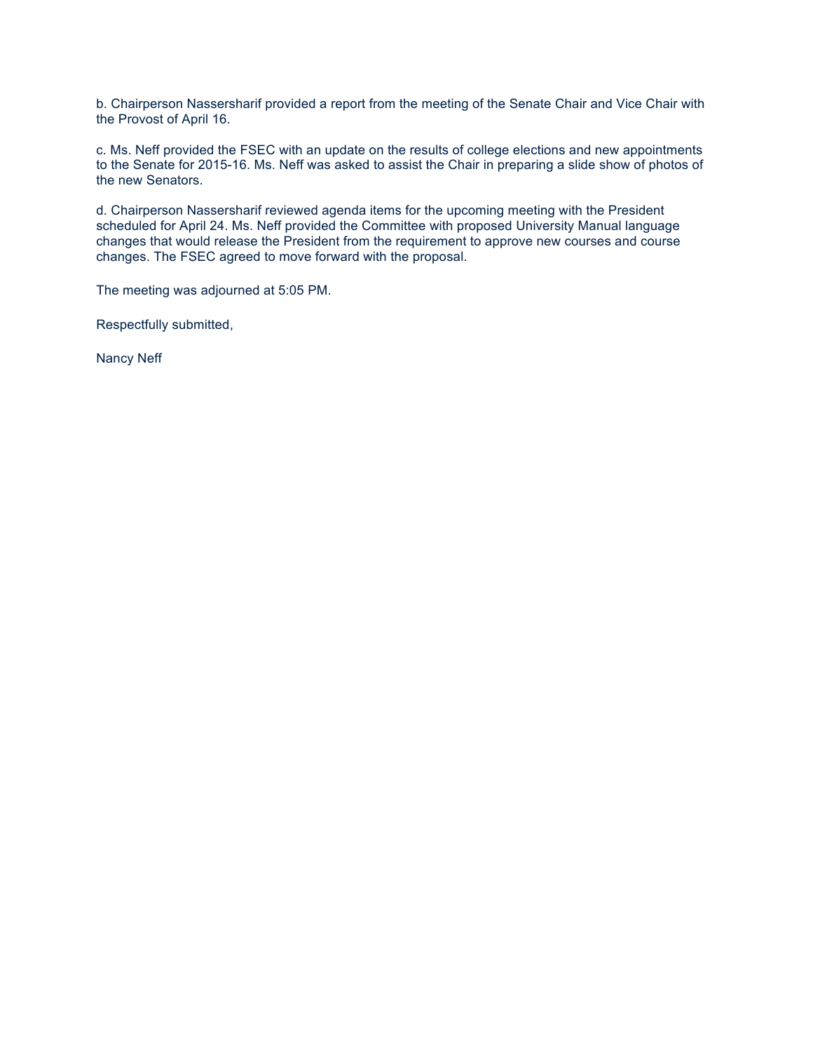b. Chairperson Nassersharif provided a report from the meeting of the Senate Chair and Vice Chair with the Provost of April 16.

c. Ms. Neff provided the FSEC with an update on the results of college elections and new appointments to the Senate for 2015-16. Ms. Neff was asked to assist the Chair in preparing a slide show of photos of the new Senators.

d. Chairperson Nassersharif reviewed agenda items for the upcoming meeting with the President scheduled for April 24. Ms. Neff provided the Committee with proposed University Manual language changes that would release the President from the requirement to approve new courses and course changes. The FSEC agreed to move forward with the proposal.

The meeting was adjourned at 5:05 PM.

Respectfully submitted,

Nancy Neff